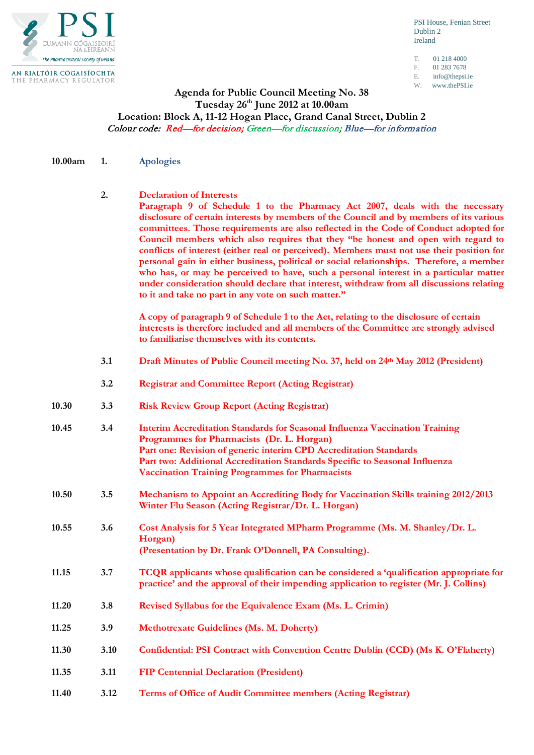PSI
CUMANN CÓGAISEOIRÍ NA hÉIREANN
The Pharmaceutical Society of Ireland
AN RIALTÓIR CÓGAISÍOCHTA
THE PHARMACY REGULATOR

PSI House, Fenian Street
Dublin 2
Ireland

T. 01 218 4000
F. 01 283 7678
E. info@thepsi.ie
W. www.thePSI.ie

# Agenda for Public Council Meeting No. 38
## Tuesday 26th June 2012 at 10.00am
## Location: Block A, 11-12 Hogan Place, Grand Canal Street, Dublin 2

*Colour code: Red—for decision; Green—for discussion; Blue—for information*

| Time | No. | Item |
|---|---|---|
| 10.00am | 1. | Apologies |
| | 2. | **Declaration of Interests**<br>**Paragraph 9 of Schedule 1 to the Pharmacy Act 2007, deals with the necessary disclosure of certain interests by members of the Council and by members of its various committees. Those requirements are also reflected in the Code of Conduct adopted for Council members which also requires that they "be honest and open with regard to conflicts of interest (either real or perceived). Members must not use their position for personal gain in either business, political or social relationships. Therefore, a member who has, or may be perceived to have, such a personal interest in a particular matter under consideration should declare that interest, withdraw from all discussions relating to it and take no part in any vote on such matter."**<br><br>**A copy of paragraph 9 of Schedule 1 to the Act, relating to the disclosure of certain interests is therefore included and all members of the Committee are strongly advised to familiarise themselves with its contents.** |
| | 3.1 | **Draft Minutes of Public Council meeting No. 37, held on 24th May 2012 (President)** |
| | 3.2 | **Registrar and Committee Report (Acting Registrar)** |
| 10.30 | 3.3 | **Risk Review Group Report (Acting Registrar)** |
| 10.45 | 3.4 | **Interim Accreditation Standards for Seasonal Influenza Vaccination Training Programmes for Pharmacists (Dr. L. Horgan)**<br>**Part one: Revision of generic interim CPD Accreditation Standards**<br>**Part two: Additional Accreditation Standards Specific to Seasonal Influenza Vaccination Training Programmes for Pharmacists** |
| 10.50 | 3.5 | **Mechanism to Appoint an Accrediting Body for Vaccination Skills training 2012/2013 Winter Flu Season (Acting Registrar/Dr. L. Horgan)** |
| 10.55 | 3.6 | **Cost Analysis for 5 Year Integrated MPharm Programme (Ms. M. Shanley/Dr. L. Horgan)**<br>**(Presentation by Dr. Frank O'Donnell, PA Consulting).** |
| 11.15 | 3.7 | **TCQR applicants whose qualification can be considered a 'qualification appropriate for practice' and the approval of their impending application to register (Mr. J. Collins)** |
| 11.20 | 3.8 | **Revised Syllabus for the Equivalence Exam (Ms. L. Crimin)** |
| 11.25 | 3.9 | **Methotrexate Guidelines (Ms. M. Doherty)** |
| 11.30 | 3.10 | **Confidential: PSI Contract with Convention Centre Dublin (CCD) (Ms K. O'Flaherty)** |
| 11.35 | 3.11 | **FIP Centennial Declaration (President)** |
| 11.40 | 3.12 | **Terms of Office of Audit Committee members (Acting Registrar)** |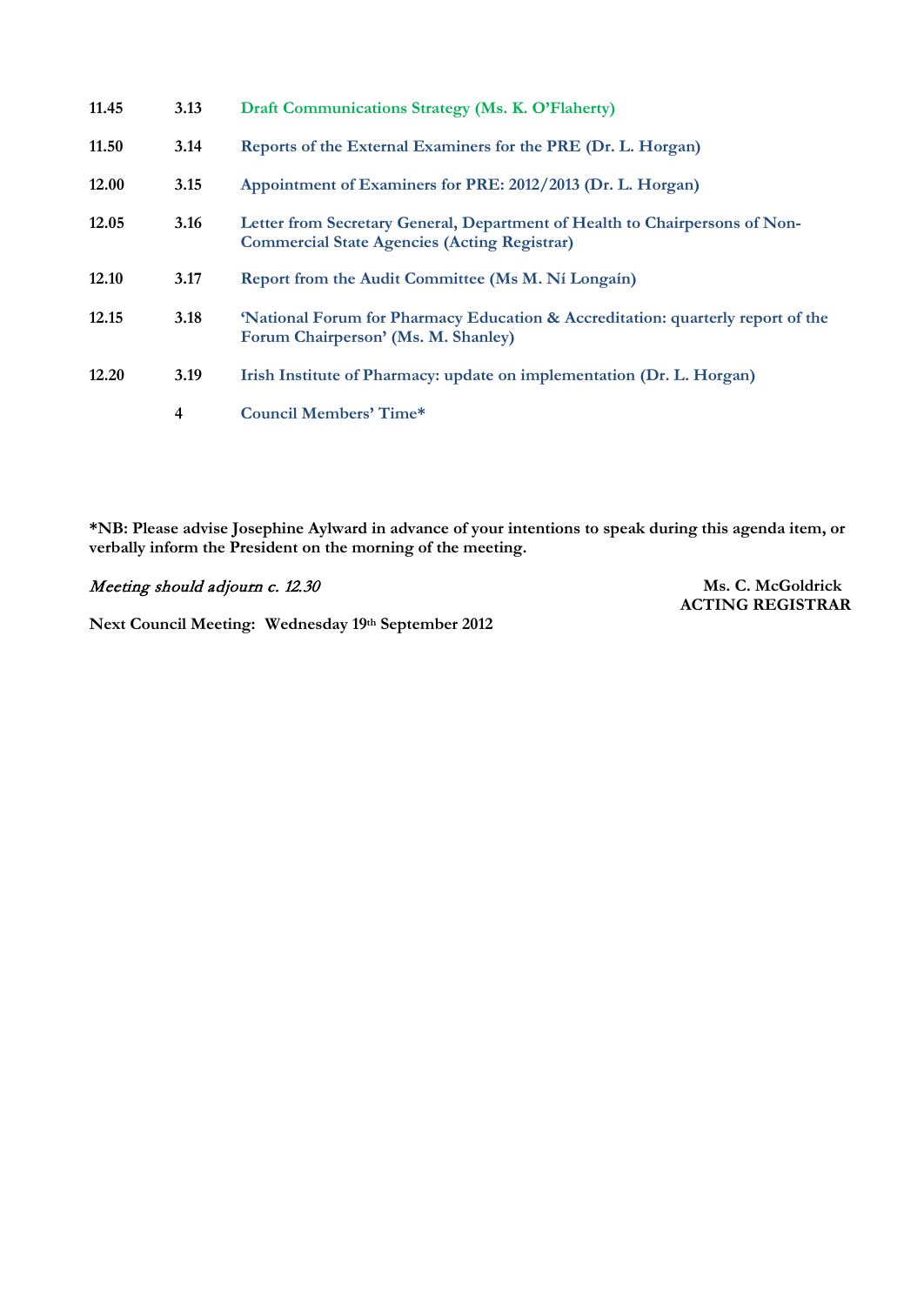| | | |
|---|---|---|
| **11.45** | **3.13** | **Draft Communications Strategy (Ms. K. O'Flaherty)** |
| **11.50** | **3.14** | **Reports of the External Examiners for the PRE (Dr. L. Horgan)** |
| **12.00** | **3.15** | **Appointment of Examiners for PRE: 2012/2013 (Dr. L. Horgan)** |
| **12.05** | **3.16** | **Letter from Secretary General, Department of Health to Chairpersons of Non-Commercial State Agencies (Acting Registrar)** |
| **12.10** | **3.17** | **Report from the Audit Committee (Ms M. Ní Longaín)** |
| **12.15** | **3.18** | **'National Forum for Pharmacy Education & Accreditation: quarterly report of the Forum Chairperson' (Ms. M. Shanley)** |
| **12.20** | **3.19** | **Irish Institute of Pharmacy: update on implementation (Dr. L. Horgan)** |
| | **4** | **Council Members' Time*** |

**\*NB: Please advise Josephine Aylward in advance of your intentions to speak during this agenda item, or verbally inform the President on the morning of the meeting.**

*Meeting should adjourn c. 12.30*

**Ms. C. McGoldrick**
**ACTING REGISTRAR**

**Next Council Meeting: Wednesday 19th September 2012**